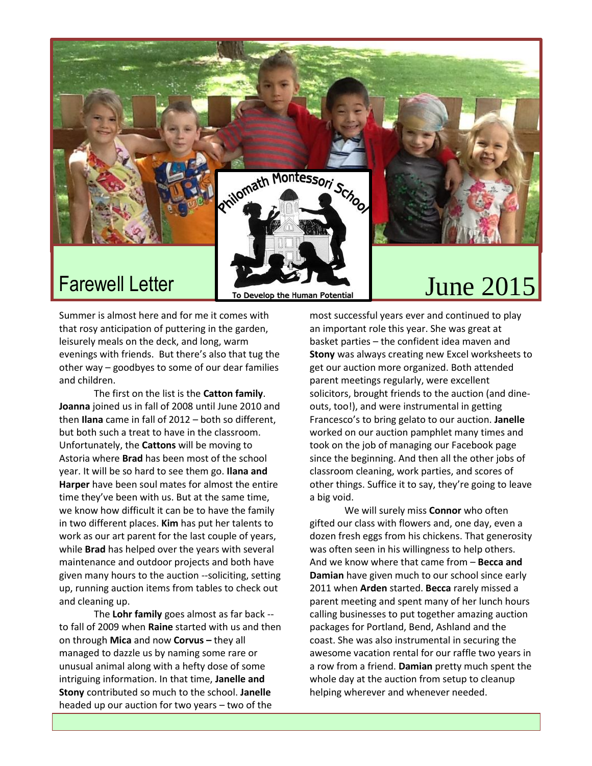Philomath Montessori School

To Develop the Human Potential

# Farewell Letter

# June 2015

Summer is almost here and for me it comes with that rosy anticipation of puttering in the garden, leisurely meals on the deck, and long, warm evenings with friends.  But there's also that tug the other way – goodbyes to some of our dear families and children.

The first on the list is the **Catton family**. **Joanna** joined us in fall of 2008 until June 2010 and then **Ilana** came in fall of 2012 – both so different, but both such a treat to have in the classroom. Unfortunately, the **Cattons** will be moving to Astoria where **Brad** has been most of the school year. It will be so hard to see them go. **Ilana and Harper** have been soul mates for almost the entire time they've been with us. But at the same time, we know how difficult it can be to have the family in two different places. **Kim** has put her talents to work as our art parent for the last couple of years, while **Brad** has helped over the years with several maintenance and outdoor projects and both have given many hours to the auction --soliciting, setting up, running auction items from tables to check out and cleaning up.

The **Lohr family** goes almost as far back -- to fall of 2009 when **Raine** started with us and then on through **Mica** and now **Corvus –** they all managed to dazzle us by naming some rare or unusual animal along with a hefty dose of some intriguing information. In that time, **Janelle and Stony** contributed so much to the school. **Janelle** headed up our auction for two years – two of the most successful years ever and continued to play an important role this year. She was great at basket parties – the confident idea maven and **Stony** was always creating new Excel worksheets to get our auction more organized. Both attended parent meetings regularly, were excellent solicitors, brought friends to the auction (and dine-outs, too!), and were instrumental in getting Francesco's to bring gelato to our auction. **Janelle** worked on our auction pamphlet many times and took on the job of managing our Facebook page since the beginning. And then all the other jobs of classroom cleaning, work parties, and scores of other things. Suffice it to say, they're going to leave a big void.

We will surely miss **Connor** who often gifted our class with flowers and, one day, even a dozen fresh eggs from his chickens. That generosity was often seen in his willingness to help others. And we know where that came from – **Becca and Damian** have given much to our school since early 2011 when **Arden** started. **Becca** rarely missed a parent meeting and spent many of her lunch hours calling businesses to put together amazing auction packages for Portland, Bend, Ashland and the coast. She was also instrumental in securing the awesome vacation rental for our raffle two years in a row from a friend. **Damian** pretty much spent the whole day at the auction from setup to cleanup helping wherever and whenever needed.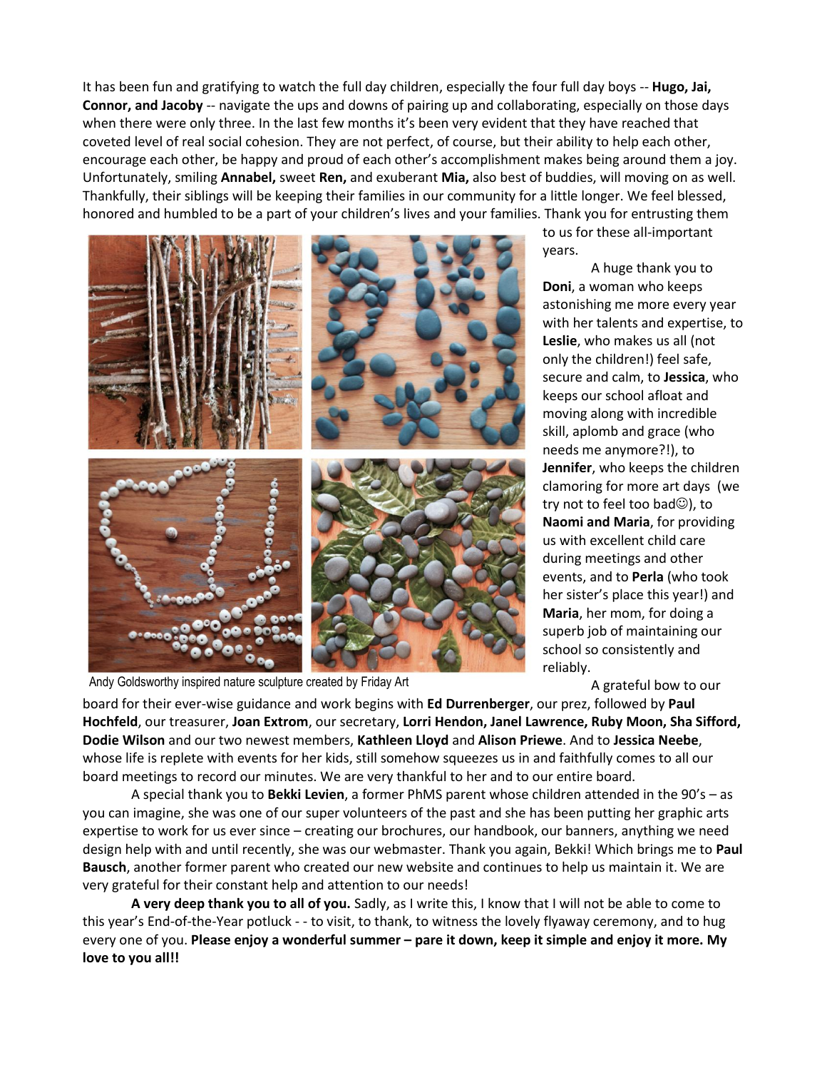It has been fun and gratifying to watch the full day children, especially the four full day boys -- **Hugo, Jai, Connor, and Jacoby** -- navigate the ups and downs of pairing up and collaborating, especially on those days when there were only three. In the last few months it's been very evident that they have reached that coveted level of real social cohesion. They are not perfect, of course, but their ability to help each other, encourage each other, be happy and proud of each other's accomplishment makes being around them a joy. Unfortunately, smiling **Annabel,** sweet **Ren,** and exuberant **Mia,** also best of buddies, will moving on as well. Thankfully, their siblings will be keeping their families in our community for a little longer. We feel blessed, honored and humbled to be a part of your children's lives and your families. Thank you for entrusting them to us for these all-important years.

Andy Goldsworthy inspired nature sculpture created by Friday Art

A huge thank you to **Doni**, a woman who keeps astonishing me more every year with her talents and expertise, to **Leslie**, who makes us all (not only the children!) feel safe, secure and calm, to **Jessica**, who keeps our school afloat and moving along with incredible skill, aplomb and grace (who needs me anymore?!), to **Jennifer**, who keeps the children clamoring for more art days (we try not to feel too bad☺), to **Naomi and Maria**, for providing us with excellent child care during meetings and other events, and to **Perla** (who took her sister's place this year!) and **Maria**, her mom, for doing a superb job of maintaining our school so consistently and reliably.

A grateful bow to our board for their ever-wise guidance and work begins with **Ed Durrenberger**, our prez, followed by **Paul Hochfeld**, our treasurer, **Joan Extrom**, our secretary, **Lorri Hendon, Janel Lawrence, Ruby Moon, Sha Sifford, Dodie Wilson** and our two newest members, **Kathleen Lloyd** and **Alison Priewe**. And to **Jessica Neebe**, whose life is replete with events for her kids, still somehow squeezes us in and faithfully comes to all our board meetings to record our minutes. We are very thankful to her and to our entire board.

A special thank you to **Bekki Levien**, a former PhMS parent whose children attended in the 90's – as you can imagine, she was one of our super volunteers of the past and she has been putting her graphic arts expertise to work for us ever since – creating our brochures, our handbook, our banners, anything we need design help with and until recently, she was our webmaster. Thank you again, Bekki! Which brings me to **Paul Bausch**, another former parent who created our new website and continues to help us maintain it. We are very grateful for their constant help and attention to our needs!

**A very deep thank you to all of you.** Sadly, as I write this, I know that I will not be able to come to this year's End-of-the-Year potluck - - to visit, to thank, to witness the lovely flyaway ceremony, and to hug every one of you. **Please enjoy a wonderful summer – pare it down, keep it simple and enjoy it more. My love to you all!!**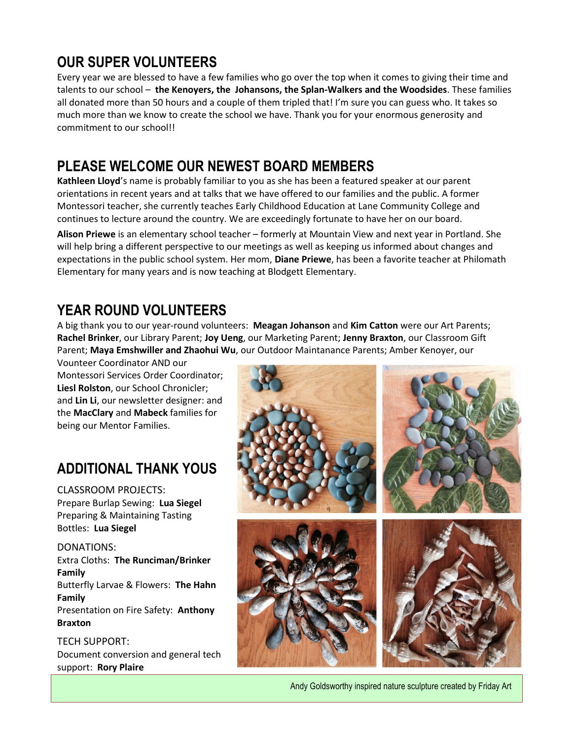## OUR SUPER VOLUNTEERS

Every year we are blessed to have a few families who go over the top when it comes to giving their time and talents to our school – **the Kenoyers, the Johansons, the Splan-Walkers and the Woodsides**. These families all donated more than 50 hours and a couple of them tripled that! I'm sure you can guess who. It takes so much more than we know to create the school we have. Thank you for your enormous generosity and commitment to our school!!

## PLEASE WELCOME OUR NEWEST BOARD MEMBERS

**Kathleen Lloyd**'s name is probably familiar to you as she has been a featured speaker at our parent orientations in recent years and at talks that we have offered to our families and the public. A former Montessori teacher, she currently teaches Early Childhood Education at Lane Community College and continues to lecture around the country. We are exceedingly fortunate to have her on our board.

**Alison Priewe** is an elementary school teacher – formerly at Mountain View and next year in Portland. She will help bring a different perspective to our meetings as well as keeping us informed about changes and expectations in the public school system. Her mom, **Diane Priewe**, has been a favorite teacher at Philomath Elementary for many years and is now teaching at Blodgett Elementary.

## YEAR ROUND VOLUNTEERS

A big thank you to our year-round volunteers: **Meagan Johanson** and **Kim Catton** were our Art Parents; **Rachel Brinker**, our Library Parent; **Joy Ueng**, our Marketing Parent; **Jenny Braxton**, our Classroom Gift Parent; **Maya Emshwiller and Zhaohui Wu**, our Outdoor Maintanance Parents; Amber Kenoyer, our Vounteer Coordinator AND our Montessori Services Order Coordinator; **Liesl Rolston**, our School Chronicler; and **Lin Li**, our newsletter designer: and the **MacClary** and **Mabeck** families for being our Mentor Families.

## ADDITIONAL THANK YOUS

CLASSROOM PROJECTS:
Prepare Burlap Sewing: **Lua Siegel**
Preparing & Maintaining Tasting Bottles: **Lua Siegel**

DONATIONS:
Extra Cloths: **The Runciman/Brinker Family**
Butterfly Larvae & Flowers: **The Hahn Family**
Presentation on Fire Safety: **Anthony Braxton**

TECH SUPPORT:
Document conversion and general tech support: **Rory Plaire**

Andy Goldsworthy inspired nature sculpture created by Friday Art